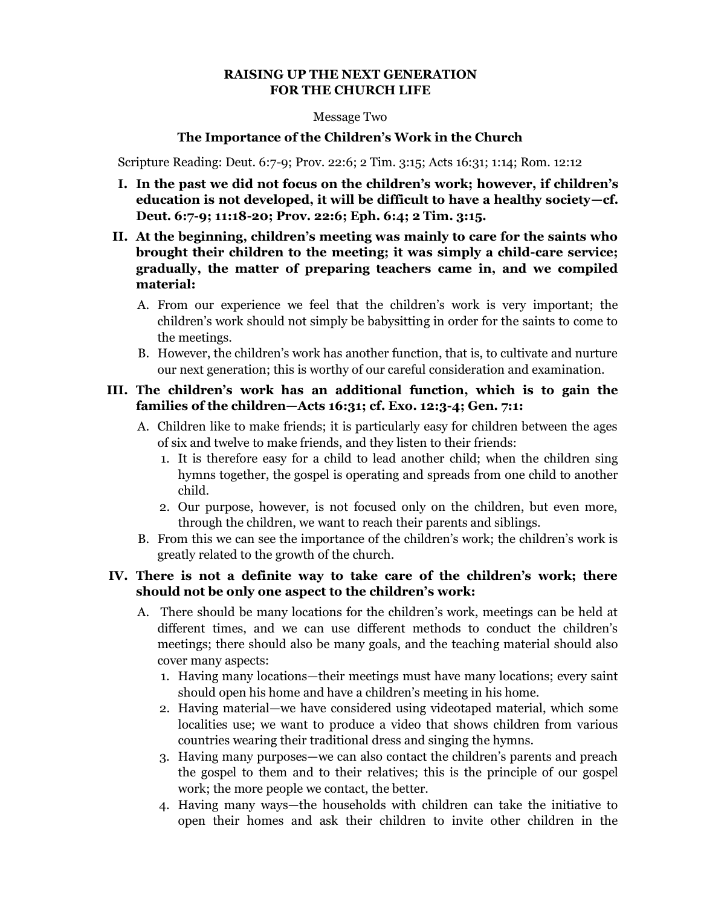**RAISING UP THE NEXT GENERATION**
**FOR THE CHURCH LIFE**

Message Two

**The Importance of the Children's Work in the Church**

Scripture Reading: Deut. 6:7-9; Prov. 22:6; 2 Tim. 3:15; Acts 16:31; 1:14; Rom. 12:12

**I. In the past we did not focus on the children's work; however, if children's education is not developed, it will be difficult to have a healthy society—cf. Deut. 6:7-9; 11:18-20; Prov. 22:6; Eph. 6:4; 2 Tim. 3:15.**

**II. At the beginning, children's meeting was mainly to care for the saints who brought their children to the meeting; it was simply a child-care service; gradually, the matter of preparing teachers came in, and we compiled material:**

A. From our experience we feel that the children's work is very important; the children's work should not simply be babysitting in order for the saints to come to the meetings.

B. However, the children's work has another function, that is, to cultivate and nurture our next generation; this is worthy of our careful consideration and examination.

**III. The children's work has an additional function, which is to gain the families of the children—Acts 16:31; cf. Exo. 12:3-4; Gen. 7:1:**

A. Children like to make friends; it is particularly easy for children between the ages of six and twelve to make friends, and they listen to their friends:

1. It is therefore easy for a child to lead another child; when the children sing hymns together, the gospel is operating and spreads from one child to another child.
2. Our purpose, however, is not focused only on the children, but even more, through the children, we want to reach their parents and siblings.

B. From this we can see the importance of the children's work; the children's work is greatly related to the growth of the church.

**IV. There is not a definite way to take care of the children's work; there should not be only one aspect to the children's work:**

A. There should be many locations for the children's work, meetings can be held at different times, and we can use different methods to conduct the children's meetings; there should also be many goals, and the teaching material should also cover many aspects:

1. Having many locations—their meetings must have many locations; every saint should open his home and have a children's meeting in his home.
2. Having material—we have considered using videotaped material, which some localities use; we want to produce a video that shows children from various countries wearing their traditional dress and singing the hymns.
3. Having many purposes—we can also contact the children's parents and preach the gospel to them and to their relatives; this is the principle of our gospel work; the more people we contact, the better.
4. Having many ways—the households with children can take the initiative to open their homes and ask their children to invite other children in the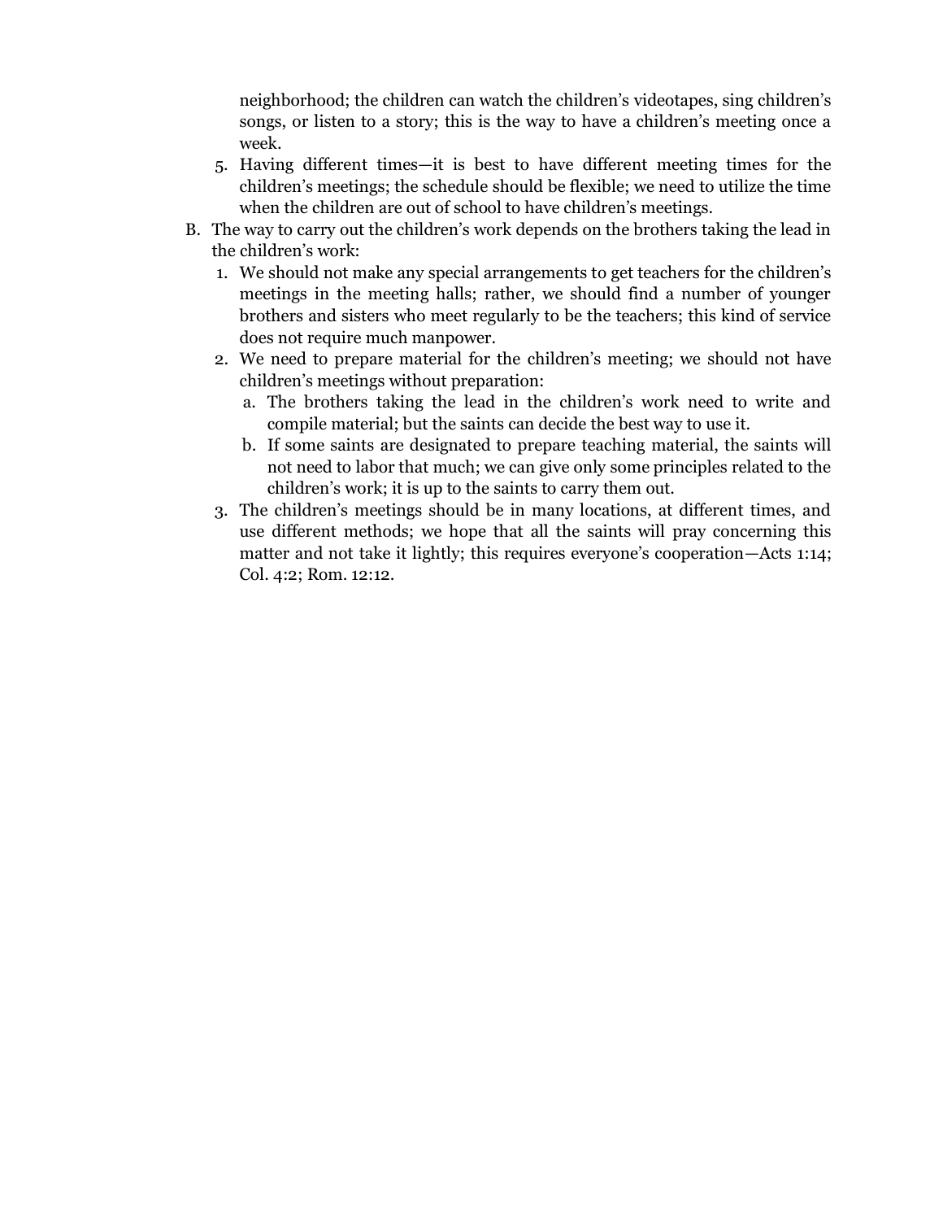neighborhood; the children can watch the children's videotapes, sing children's songs, or listen to a story; this is the way to have a children's meeting once a week.

5. Having different times—it is best to have different meeting times for the children's meetings; the schedule should be flexible; we need to utilize the time when the children are out of school to have children's meetings.

B. The way to carry out the children's work depends on the brothers taking the lead in the children's work:

1. We should not make any special arrangements to get teachers for the children's meetings in the meeting halls; rather, we should find a number of younger brothers and sisters who meet regularly to be the teachers; this kind of service does not require much manpower.
2. We need to prepare material for the children's meeting; we should not have children's meetings without preparation:
   a. The brothers taking the lead in the children's work need to write and compile material; but the saints can decide the best way to use it.
   b. If some saints are designated to prepare teaching material, the saints will not need to labor that much; we can give only some principles related to the children's work; it is up to the saints to carry them out.
3. The children's meetings should be in many locations, at different times, and use different methods; we hope that all the saints will pray concerning this matter and not take it lightly; this requires everyone's cooperation—Acts 1:14; Col. 4:2; Rom. 12:12.